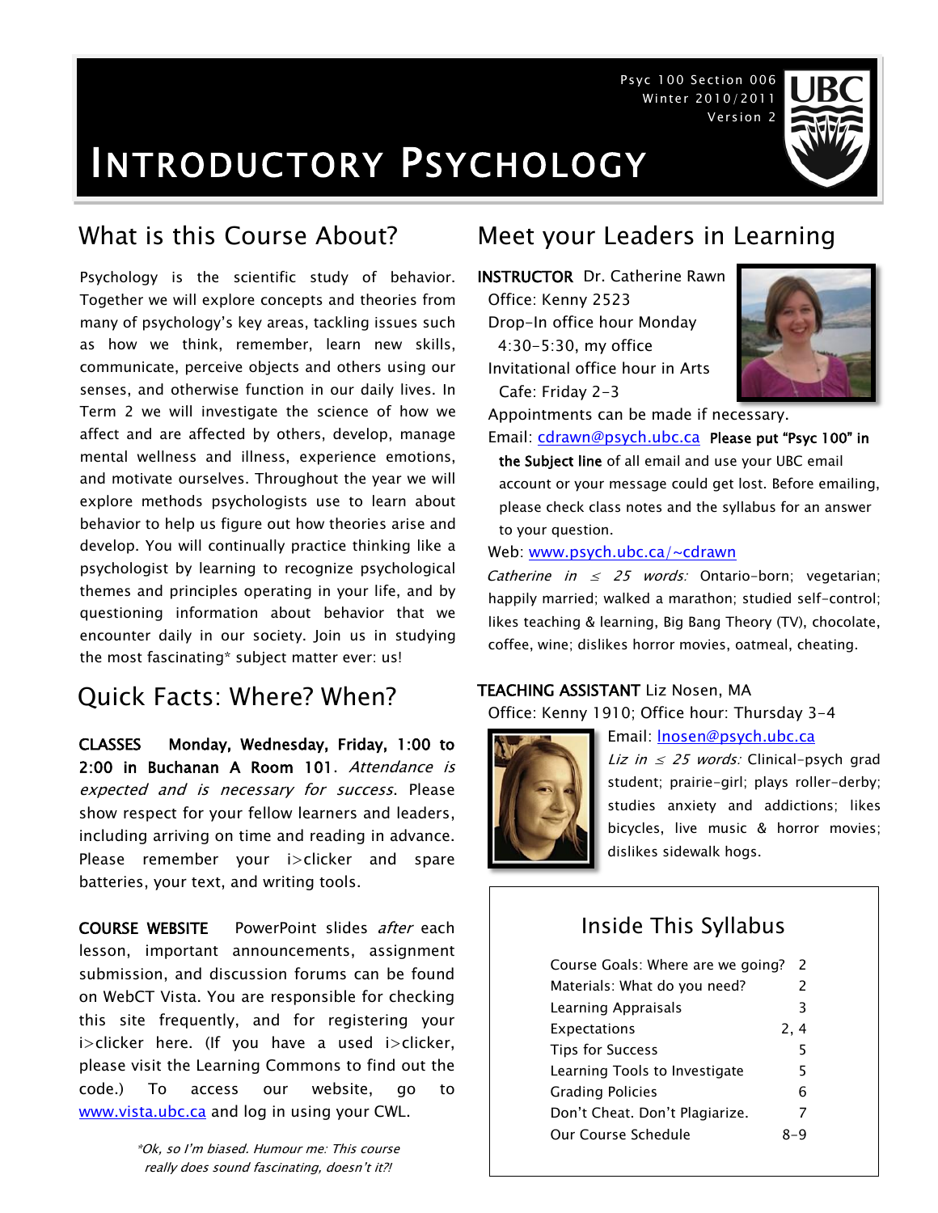Psyc 100 Section 006
Winter 2010/2011
Version 2

# INTRODUCTORY PSYCHOLOGY

## What is this Course About?

Psychology is the scientific study of behavior. Together we will explore concepts and theories from many of psychology's key areas, tackling issues such as how we think, remember, learn new skills, communicate, perceive objects and others using our senses, and otherwise function in our daily lives. In Term 2 we will investigate the science of how we affect and are affected by others, develop, manage mental wellness and illness, experience emotions, and motivate ourselves. Throughout the year we will explore methods psychologists use to learn about behavior to help us figure out how theories arise and develop. You will continually practice thinking like a psychologist by learning to recognize psychological themes and principles operating in your life, and by questioning information about behavior that we encounter daily in our society. Join us in studying the most fascinating* subject matter ever: us!

## Quick Facts: Where? When?

**CLASSES** **Monday, Wednesday, Friday, 1:00 to 2:00 in Buchanan A Room 101.** *Attendance is expected and is necessary for success.* Please show respect for your fellow learners and leaders, including arriving on time and reading in advance. Please remember your i>clicker and spare batteries, your text, and writing tools.

**COURSE WEBSITE** PowerPoint slides *after* each lesson, important announcements, assignment submission, and discussion forums can be found on WebCT Vista. You are responsible for checking this site frequently, and for registering your i>clicker here. (If you have a used i>clicker, please visit the Learning Commons to find out the code.) To access our website, go to www.vista.ubc.ca and log in using your CWL.

*\*Ok, so I'm biased. Humour me: This course really does sound fascinating, doesn't it?!*

## Meet your Leaders in Learning

**INSTRUCTOR** Dr. Catherine Rawn
Office: Kenny 2523
Drop-In office hour Monday 4:30-5:30, my office
Invitational office hour in Arts Cafe: Friday 2-3
Appointments can be made if necessary.
Email: cdrawn@psych.ubc.ca **Please put "Psyc 100" in the Subject line** of all email and use your UBC email account or your message could get lost. Before emailing, please check class notes and the syllabus for an answer to your question.
Web: www.psych.ubc.ca/~cdrawn

*Catherine in ≤ 25 words:* Ontario-born; vegetarian; happily married; walked a marathon; studied self-control; likes teaching & learning, Big Bang Theory (TV), chocolate, coffee, wine; dislikes horror movies, oatmeal, cheating.

**TEACHING ASSISTANT** Liz Nosen, MA
Office: Kenny 1910; Office hour: Thursday 3-4
Email: lnosen@psych.ubc.ca

*Liz in ≤ 25 words:* Clinical-psych grad student; prairie-girl; plays roller-derby; studies anxiety and addictions; likes bicycles, live music & horror movies; dislikes sidewalk hogs.

### Inside This Syllabus

| | |
|---|---|
| Course Goals: Where are we going? | 2 |
| Materials: What do you need? | 2 |
| Learning Appraisals | 3 |
| Expectations | 2, 4 |
| Tips for Success | 5 |
| Learning Tools to Investigate | 5 |
| Grading Policies | 6 |
| Don't Cheat. Don't Plagiarize. | 7 |
| Our Course Schedule | 8-9 |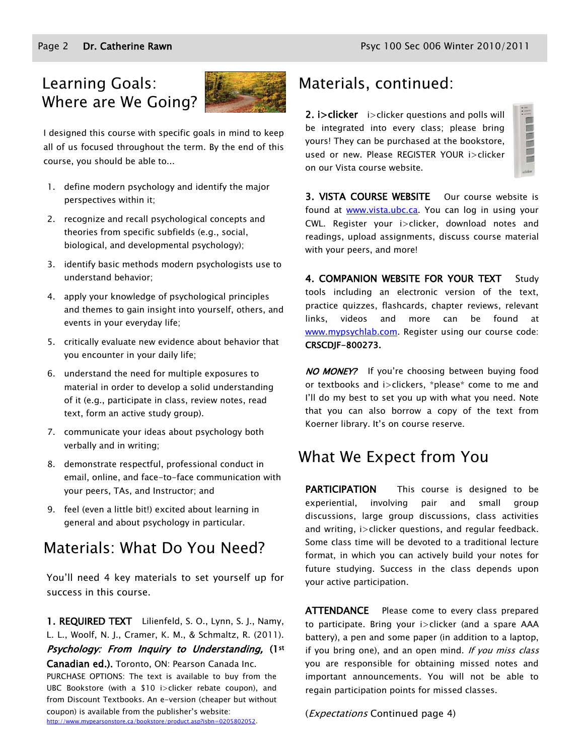## Learning Goals: Where are We Going?

I designed this course with specific goals in mind to keep all of us focused throughout the term. By the end of this course, you should be able to...

1. define modern psychology and identify the major perspectives within it;
2. recognize and recall psychological concepts and theories from specific subfields (e.g., social, biological, and developmental psychology);
3. identify basic methods modern psychologists use to understand behavior;
4. apply your knowledge of psychological principles and themes to gain insight into yourself, others, and events in your everyday life;
5. critically evaluate new evidence about behavior that you encounter in your daily life;
6. understand the need for multiple exposures to material in order to develop a solid understanding of it (e.g., participate in class, review notes, read text, form an active study group).
7. communicate your ideas about psychology both verbally and in writing;
8. demonstrate respectful, professional conduct in email, online, and face-to-face communication with your peers, TAs, and Instructor; and
9. feel (even a little bit!) excited about learning in general and about psychology in particular.

## Materials: What Do You Need?

You'll need 4 key materials to set yourself up for success in this course.

**1. REQUIRED TEXT** Lilienfeld, S. O., Lynn, S. J., Namy, L. L., Woolf, N. J., Cramer, K. M., & Schmaltz, R. (2011). ***Psychology: From Inquiry to Understanding,*** **(1st Canadian ed.).** Toronto, ON: Pearson Canada Inc.

PURCHASE OPTIONS: The text is available to buy from the UBC Bookstore (with a $10 i>clicker rebate coupon), and from Discount Textbooks. An e-version (cheaper but without coupon) is available from the publisher's website: http://www.mypearsonstore.ca/bookstore/product.asp?isbn=0205802052.

## Materials, continued:

**2. i>clicker** i>clicker questions and polls will be integrated into every class; please bring yours! They can be purchased at the bookstore, used or new. Please REGISTER YOUR i>clicker on our Vista course website.

**3. VISTA COURSE WEBSITE** Our course website is found at www.vista.ubc.ca. You can log in using your CWL. Register your i>clicker, download notes and readings, upload assignments, discuss course material with your peers, and more!

**4. COMPANION WEBSITE FOR YOUR TEXT** Study tools including an electronic version of the text, practice quizzes, flashcards, chapter reviews, relevant links, videos and more can be found at www.mypsychlab.com. Register using our course code: **CRSCDJF-800273.**

***NO MONEY?*** If you're choosing between buying food or textbooks and i>clickers, *please* come to me and I'll do my best to set you up with what you need. Note that you can also borrow a copy of the text from Koerner library. It's on course reserve.

## What We Expect from You

**PARTICIPATION** This course is designed to be experiential, involving pair and small group discussions, large group discussions, class activities and writing, i>clicker questions, and regular feedback. Some class time will be devoted to a traditional lecture format, in which you can actively build your notes for future studying. Success in the class depends upon your active participation.

**ATTENDANCE** Please come to every class prepared to participate. Bring your i>clicker (and a spare AAA battery), a pen and some paper (in addition to a laptop, if you bring one), and an open mind. *If you miss class* you are responsible for obtaining missed notes and important announcements. You will not be able to regain participation points for missed classes.

(*Expectations* Continued page 4)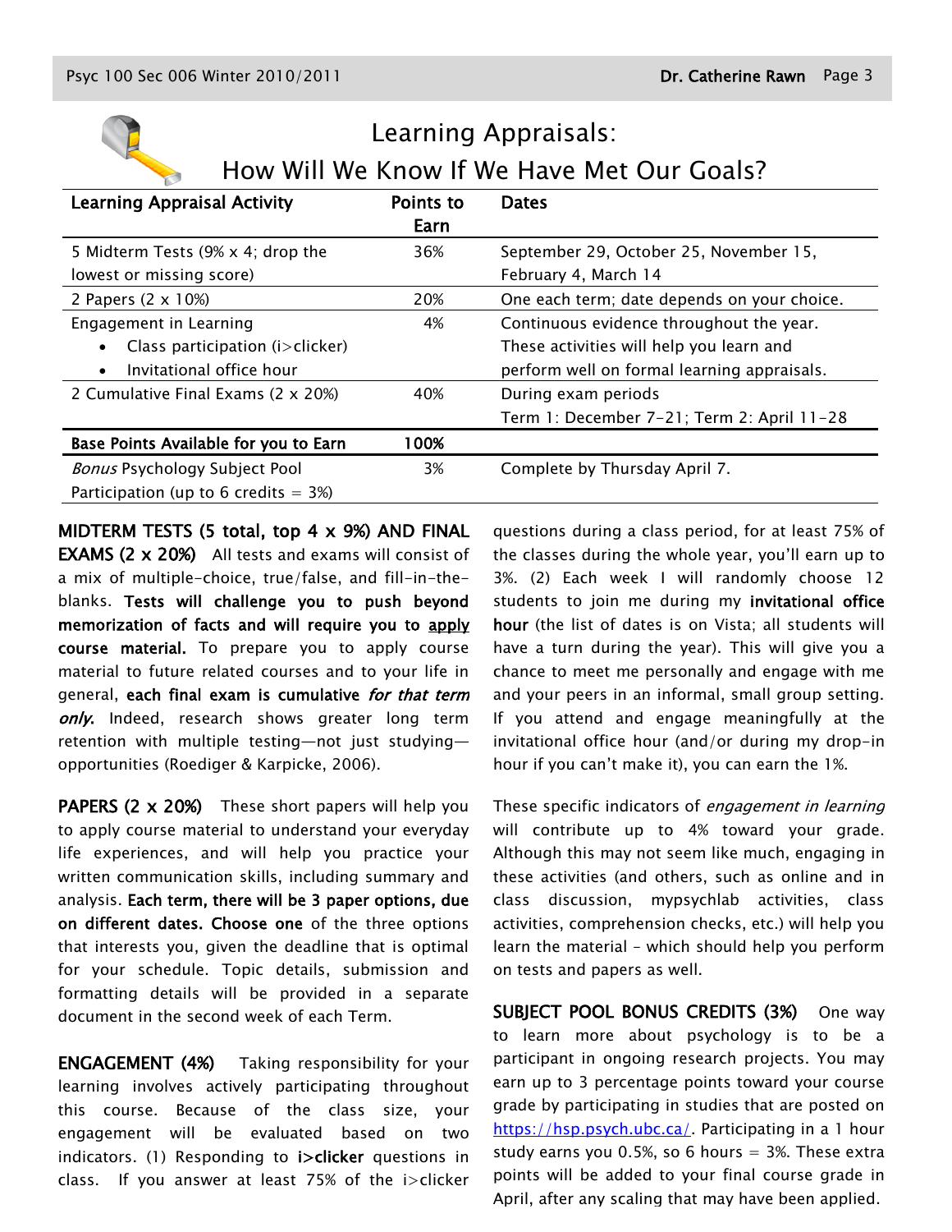# Learning Appraisals: How Will We Know If We Have Met Our Goals?

| Learning Appraisal Activity | Points to Earn | Dates |
|---|---|---|
| 5 Midterm Tests (9% x 4; drop the lowest or missing score) | 36% | September 29, October 25, November 15, February 4, March 14 |
| 2 Papers (2 x 10%) | 20% | One each term; date depends on your choice. |
| Engagement in Learning<br>• Class participation (i>clicker)<br>• Invitational office hour | 4% | Continuous evidence throughout the year. These activities will help you learn and perform well on formal learning appraisals. |
| 2 Cumulative Final Exams (2 x 20%) | 40% | During exam periods<br>Term 1: December 7-21; Term 2: April 11-28 |
| **Base Points Available for you to Earn** | **100%** | |
| *Bonus* Psychology Subject Pool Participation (up to 6 credits = 3%) | 3% | Complete by Thursday April 7. |

**MIDTERM TESTS (5 total, top 4 x 9%) AND FINAL EXAMS (2 x 20%)** All tests and exams will consist of a mix of multiple-choice, true/false, and fill-in-the-blanks. **Tests will challenge you to push beyond memorization of facts and will require you to apply course material.** To prepare you to apply course material to future related courses and to your life in general, **each final exam is cumulative *for that term only*.** Indeed, research shows greater long term retention with multiple testing—not just studying—opportunities (Roediger & Karpicke, 2006).

**PAPERS (2 x 20%)** These short papers will help you to apply course material to understand your everyday life experiences, and will help you practice your written communication skills, including summary and analysis. **Each term, there will be 3 paper options, due on different dates. Choose one** of the three options that interests you, given the deadline that is optimal for your schedule. Topic details, submission and formatting details will be provided in a separate document in the second week of each Term.

**ENGAGEMENT (4%)** Taking responsibility for your learning involves actively participating throughout this course. Because of the class size, your engagement will be evaluated based on two indicators. (1) Responding to **i>clicker** questions in class. If you answer at least 75% of the i>clicker questions during a class period, for at least 75% of the classes during the whole year, you'll earn up to 3%. (2) Each week I will randomly choose 12 students to join me during my **invitational office hour** (the list of dates is on Vista; all students will have a turn during the year). This will give you a chance to meet me personally and engage with me and your peers in an informal, small group setting. If you attend and engage meaningfully at the invitational office hour (and/or during my drop-in hour if you can't make it), you can earn the 1%.

These specific indicators of *engagement in learning* will contribute up to 4% toward your grade. Although this may not seem like much, engaging in these activities (and others, such as online and in class discussion, mypsychlab activities, class activities, comprehension checks, etc.) will help you learn the material – which should help you perform on tests and papers as well.

**SUBJECT POOL BONUS CREDITS (3%)** One way to learn more about psychology is to be a participant in ongoing research projects. You may earn up to 3 percentage points toward your course grade by participating in studies that are posted on https://hsp.psych.ubc.ca/. Participating in a 1 hour study earns you 0.5%, so 6 hours = 3%. These extra points will be added to your final course grade in April, after any scaling that may have been applied.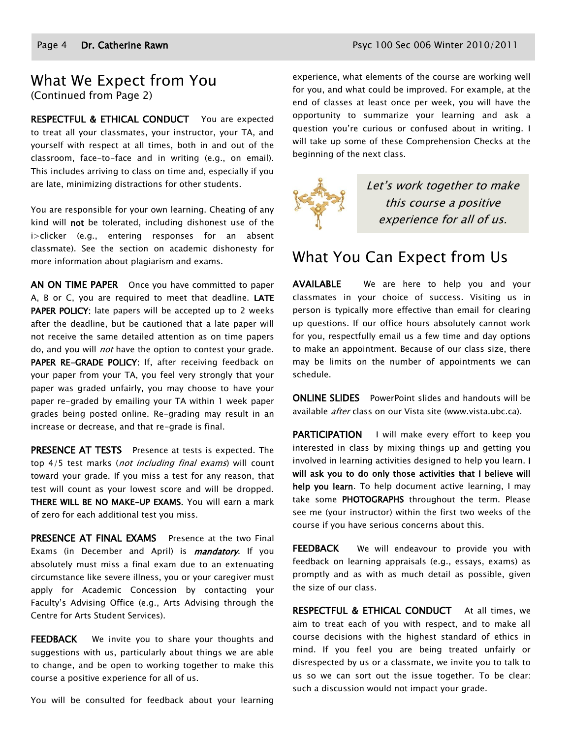# What We Expect from You
(Continued from Page 2)

**RESPECTFUL & ETHICAL CONDUCT** You are expected to treat all your classmates, your instructor, your TA, and yourself with respect at all times, both in and out of the classroom, face-to-face and in writing (e.g., on email). This includes arriving to class on time and, especially if you are late, minimizing distractions for other students.

You are responsible for your own learning. Cheating of any kind will **not** be tolerated, including dishonest use of the i>clicker (e.g., entering responses for an absent classmate). See the section on academic dishonesty for more information about plagiarism and exams.

**AN ON TIME PAPER** Once you have committed to paper A, B or C, you are required to meet that deadline. **LATE PAPER POLICY**: late papers will be accepted up to 2 weeks after the deadline, but be cautioned that a late paper will not receive the same detailed attention as on time papers do, and you will *not* have the option to contest your grade. **PAPER RE-GRADE POLICY**: If, after receiving feedback on your paper from your TA, you feel very strongly that your paper was graded unfairly, you may choose to have your paper re-graded by emailing your TA within 1 week paper grades being posted online. Re-grading may result in an increase or decrease, and that re-grade is final.

**PRESENCE AT TESTS** Presence at tests is expected. The top 4/5 test marks (*not including final exams*) will count toward your grade. If you miss a test for any reason, that test will count as your lowest score and will be dropped. **THERE WILL BE NO MAKE-UP EXAMS.** You will earn a mark of zero for each additional test you miss.

**PRESENCE AT FINAL EXAMS** Presence at the two Final Exams (in December and April) is ***mandatory***. If you absolutely must miss a final exam due to an extenuating circumstance like severe illness, you or your caregiver must apply for Academic Concession by contacting your Faculty's Advising Office (e.g., Arts Advising through the Centre for Arts Student Services).

**FEEDBACK** We invite you to share your thoughts and suggestions with us, particularly about things we are able to change, and be open to working together to make this course a positive experience for all of us.

You will be consulted for feedback about your learning experience, what elements of the course are working well for you, and what could be improved. For example, at the end of classes at least once per week, you will have the opportunity to summarize your learning and ask a question you're curious or confused about in writing. I will take up some of these Comprehension Checks at the beginning of the next class.

*Let's work together to make this course a positive experience for all of us.*

# What You Can Expect from Us

**AVAILABLE** We are here to help you and your classmates in your choice of success. Visiting us in person is typically more effective than email for clearing up questions. If our office hours absolutely cannot work for you, respectfully email us a few time and day options to make an appointment. Because of our class size, there may be limits on the number of appointments we can schedule.

**ONLINE SLIDES** PowerPoint slides and handouts will be available *after* class on our Vista site (www.vista.ubc.ca).

**PARTICIPATION** I will make every effort to keep you interested in class by mixing things up and getting you involved in learning activities designed to help you learn. **I will ask you to do only those activities that I believe will help you learn**. To help document active learning, I may take some **PHOTOGRAPHS** throughout the term. Please see me (your instructor) within the first two weeks of the course if you have serious concerns about this.

**FEEDBACK** We will endeavour to provide you with feedback on learning appraisals (e.g., essays, exams) as promptly and as with as much detail as possible, given the size of our class.

**RESPECTFUL & ETHICAL CONDUCT** At all times, we aim to treat each of you with respect, and to make all course decisions with the highest standard of ethics in mind. If you feel you are being treated unfairly or disrespected by us or a classmate, we invite you to talk to us so we can sort out the issue together. To be clear: such a discussion would not impact your grade.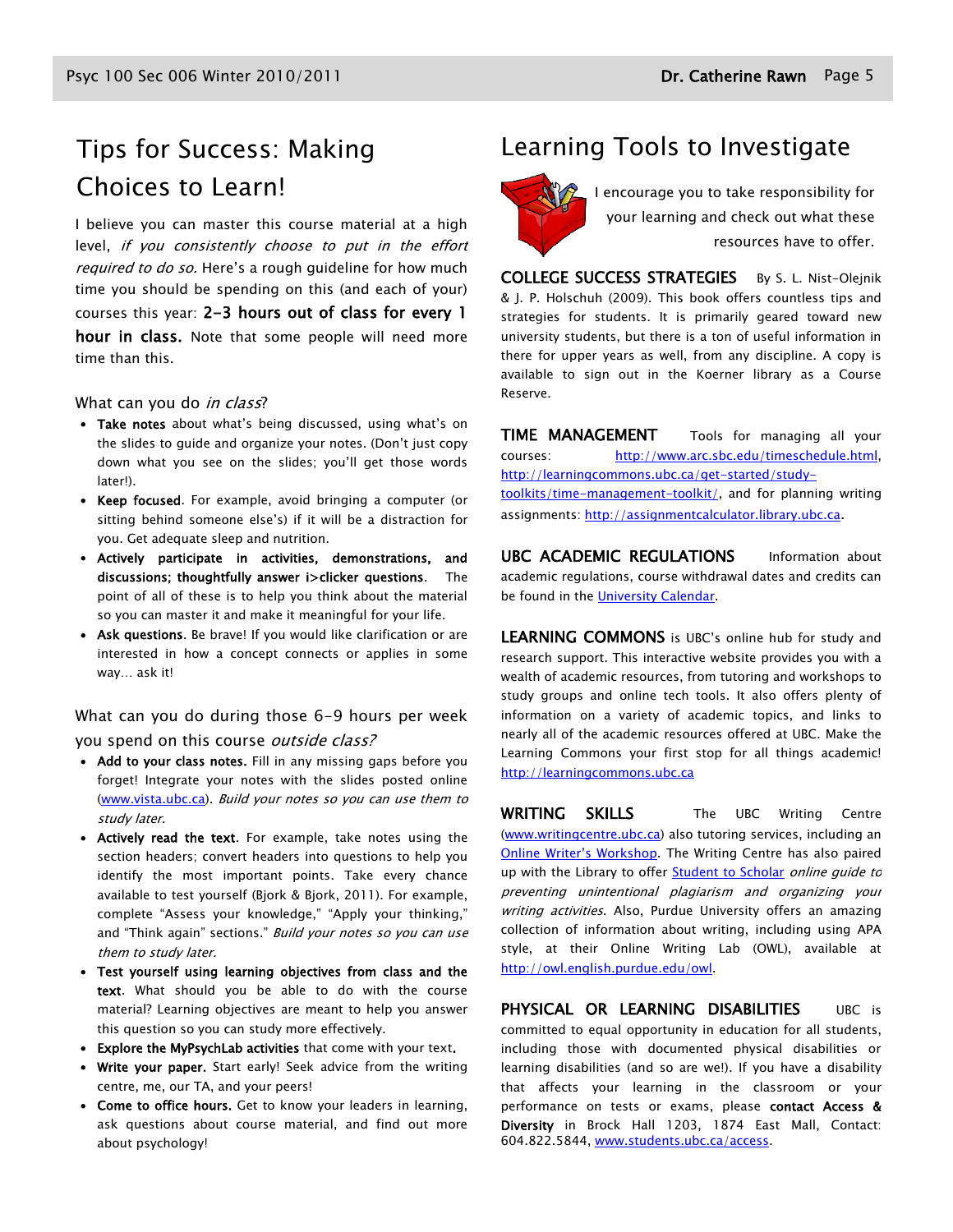# Tips for Success: Making Choices to Learn!

I believe you can master this course material at a high level, *if you consistently choose to put in the effort required to do so.* Here's a rough guideline for how much time you should be spending on this (and each of your) courses this year: **2-3 hours out of class for every 1 hour in class.** Note that some people will need more time than this.

### What can you do *in class*?

- **Take notes** about what's being discussed, using what's on the slides to guide and organize your notes. (Don't just copy down what you see on the slides; you'll get those words later!).
- **Keep focused**. For example, avoid bringing a computer (or sitting behind someone else's) if it will be a distraction for you. Get adequate sleep and nutrition.
- **Actively participate in activities, demonstrations, and discussions; thoughtfully answer i>clicker questions**. The point of all of these is to help you think about the material so you can master it and make it meaningful for your life.
- **Ask questions**. Be brave! If you would like clarification or are interested in how a concept connects or applies in some way… ask it!

### What can you do during those 6-9 hours per week you spend on this course *outside class?*

- **Add to your class notes.** Fill in any missing gaps before you forget! Integrate your notes with the slides posted online (www.vista.ubc.ca). *Build your notes so you can use them to study later.*
- **Actively read the text**. For example, take notes using the section headers; convert headers into questions to help you identify the most important points. Take every chance available to test yourself (Bjork & Bjork, 2011). For example, complete "Assess your knowledge," "Apply your thinking," and "Think again" sections." *Build your notes so you can use them to study later.*
- **Test yourself using learning objectives from class and the text**. What should you be able to do with the course material? Learning objectives are meant to help you answer this question so you can study more effectively.
- **Explore the MyPsychLab activities** that come with your text**.**
- **Write your paper.** Start early! Seek advice from the writing centre, me, our TA, and your peers!
- **Come to office hours.** Get to know your leaders in learning, ask questions about course material, and find out more about psychology!

# Learning Tools to Investigate

I encourage you to take responsibility for your learning and check out what these resources have to offer.

**COLLEGE SUCCESS STRATEGIES** By S. L. Nist-Olejnik & J. P. Holschuh (2009). This book offers countless tips and strategies for students. It is primarily geared toward new university students, but there is a ton of useful information in there for upper years as well, from any discipline. A copy is available to sign out in the Koerner library as a Course Reserve.

**TIME MANAGEMENT** Tools for managing all your courses: http://www.arc.sbc.edu/timeschedule.html, http://learningcommons.ubc.ca/get-started/study-toolkits/time-management-toolkit/, and for planning writing assignments: http://assignmentcalculator.library.ubc.ca.

**UBC ACADEMIC REGULATIONS** Information about academic regulations, course withdrawal dates and credits can be found in the University Calendar.

**LEARNING COMMONS** is UBC's online hub for study and research support. This interactive website provides you with a wealth of academic resources, from tutoring and workshops to study groups and online tech tools. It also offers plenty of information on a variety of academic topics, and links to nearly all of the academic resources offered at UBC. Make the Learning Commons your first stop for all things academic! http://learningcommons.ubc.ca

**WRITING SKILLS** The UBC Writing Centre (www.writingcentre.ubc.ca) also tutoring services, including an Online Writer's Workshop. The Writing Centre has also paired up with the Library to offer Student to Scholar *online guide to preventing unintentional plagiarism and organizing your writing activities*. Also, Purdue University offers an amazing collection of information about writing, including using APA style, at their Online Writing Lab (OWL), available at http://owl.english.purdue.edu/owl.

**PHYSICAL OR LEARNING DISABILITIES** UBC is committed to equal opportunity in education for all students, including those with documented physical disabilities or learning disabilities (and so are we!). If you have a disability that affects your learning in the classroom or your performance on tests or exams, please **contact Access & Diversity** in Brock Hall 1203, 1874 East Mall, Contact: 604.822.5844, www.students.ubc.ca/access.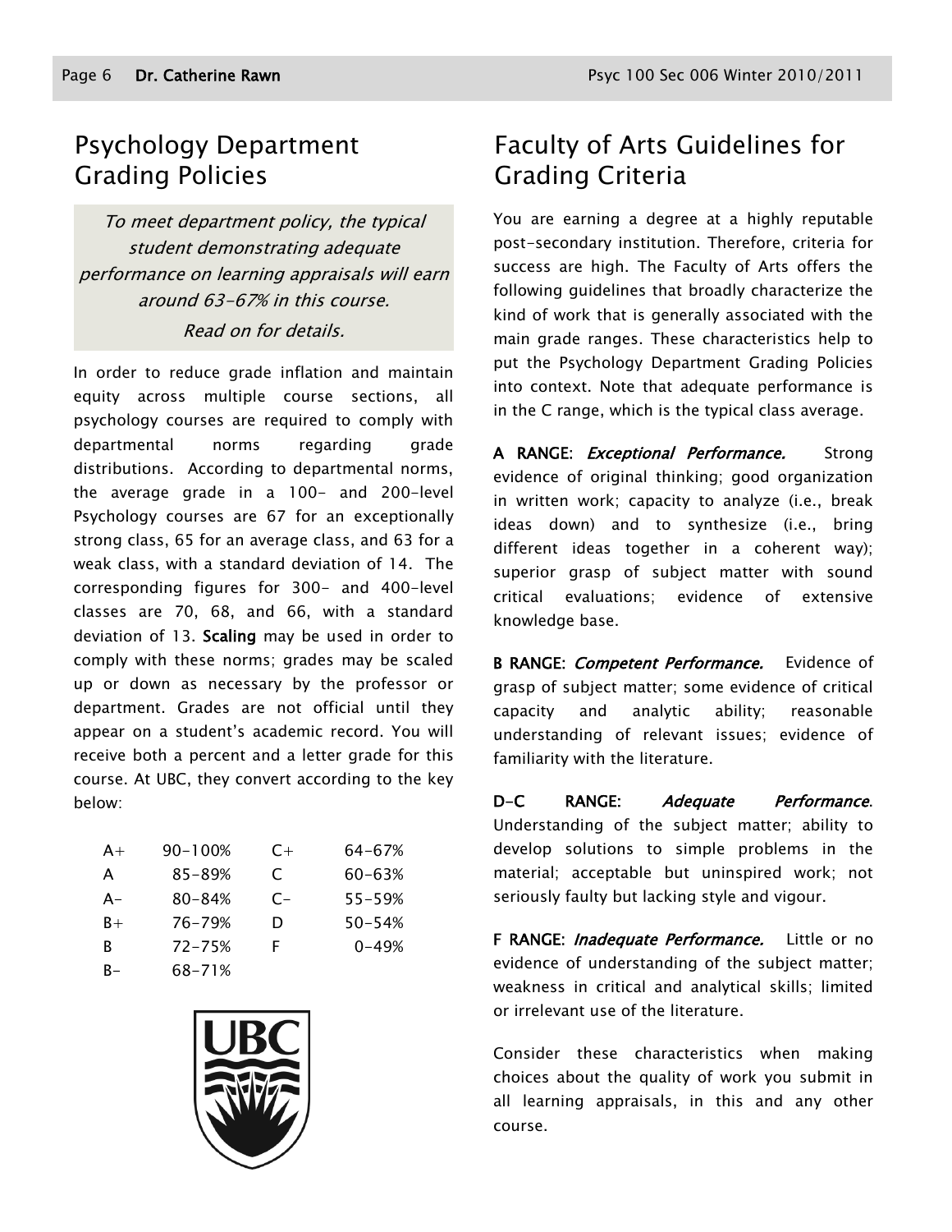# Psychology Department Grading Policies

*To meet department policy, the typical student demonstrating adequate performance on learning appraisals will earn around 63-67% in this course.*

*Read on for details.*

In order to reduce grade inflation and maintain equity across multiple course sections, all psychology courses are required to comply with departmental norms regarding grade distributions. According to departmental norms, the average grade in a 100- and 200-level Psychology courses are 67 for an exceptionally strong class, 65 for an average class, and 63 for a weak class, with a standard deviation of 14. The corresponding figures for 300- and 400-level classes are 70, 68, and 66, with a standard deviation of 13. **Scaling** may be used in order to comply with these norms; grades may be scaled up or down as necessary by the professor or department. Grades are not official until they appear on a student's academic record. You will receive both a percent and a letter grade for this course. At UBC, they convert according to the key below:

| | | | |
|---|---|---|---|
| A+ | 90-100% | C+ | 64-67% |
| A | 85-89% | C | 60-63% |
| A- | 80-84% | C- | 55-59% |
| B+ | 76-79% | D | 50-54% |
| B | 72-75% | F | 0-49% |
| B- | 68-71% | | |

# Faculty of Arts Guidelines for Grading Criteria

You are earning a degree at a highly reputable post-secondary institution. Therefore, criteria for success are high. The Faculty of Arts offers the following guidelines that broadly characterize the kind of work that is generally associated with the main grade ranges. These characteristics help to put the Psychology Department Grading Policies into context. Note that adequate performance is in the C range, which is the typical class average.

**A RANGE:** ***Exceptional Performance.*** Strong evidence of original thinking; good organization in written work; capacity to analyze (i.e., break ideas down) and to synthesize (i.e., bring different ideas together in a coherent way); superior grasp of subject matter with sound critical evaluations; evidence of extensive knowledge base.

**B RANGE:** ***Competent Performance.*** Evidence of grasp of subject matter; some evidence of critical capacity and analytic ability; reasonable understanding of relevant issues; evidence of familiarity with the literature.

**D-C RANGE:** ***Adequate Performance***. Understanding of the subject matter; ability to develop solutions to simple problems in the material; acceptable but uninspired work; not seriously faulty but lacking style and vigour.

**F RANGE:** ***Inadequate Performance.*** Little or no evidence of understanding of the subject matter; weakness in critical and analytical skills; limited or irrelevant use of the literature.

Consider these characteristics when making choices about the quality of work you submit in all learning appraisals, in this and any other course.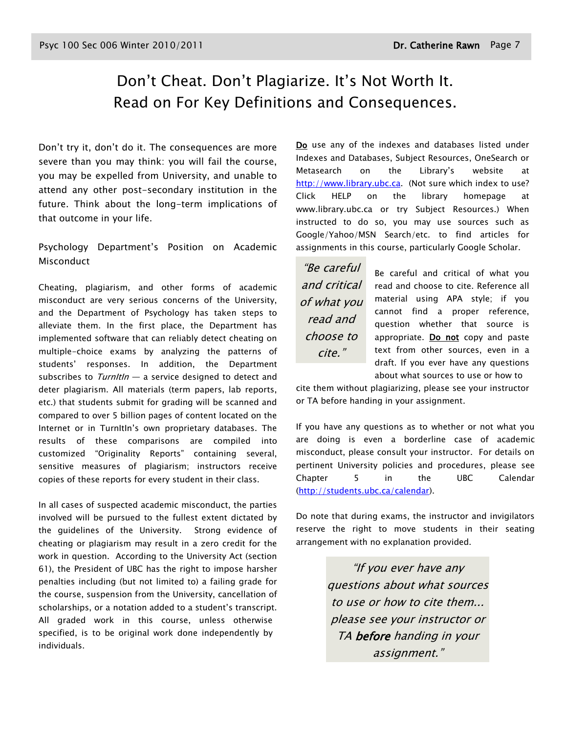# Don't Cheat. Don't Plagiarize. It's Not Worth It. Read on For Key Definitions and Consequences.

Don't try it, don't do it. The consequences are more severe than you may think: you will fail the course, you may be expelled from University, and unable to attend any other post-secondary institution in the future. Think about the long-term implications of that outcome in your life.

## Psychology Department's Position on Academic Misconduct

Cheating, plagiarism, and other forms of academic misconduct are very serious concerns of the University, and the Department of Psychology has taken steps to alleviate them. In the first place, the Department has implemented software that can reliably detect cheating on multiple-choice exams by analyzing the patterns of students' responses. In addition, the Department subscribes to *TurnItIn* — a service designed to detect and deter plagiarism. All materials (term papers, lab reports, etc.) that students submit for grading will be scanned and compared to over 5 billion pages of content located on the Internet or in TurnItIn's own proprietary databases. The results of these comparisons are compiled into customized "Originality Reports" containing several, sensitive measures of plagiarism; instructors receive copies of these reports for every student in their class.

In all cases of suspected academic misconduct, the parties involved will be pursued to the fullest extent dictated by the guidelines of the University. Strong evidence of cheating or plagiarism may result in a zero credit for the work in question. According to the University Act (section 61), the President of UBC has the right to impose harsher penalties including (but not limited to) a failing grade for the course, suspension from the University, cancellation of scholarships, or a notation added to a student's transcript. All graded work in this course, unless otherwise specified, is to be original work done independently by individuals.

**Do** use any of the indexes and databases listed under Indexes and Databases, Subject Resources, OneSearch or Metasearch on the Library's website at http://www.library.ubc.ca. (Not sure which index to use? Click HELP on the library homepage at www.library.ubc.ca or try Subject Resources.) When instructed to do so, you may use sources such as Google/Yahoo/MSN Search/etc. to find articles for assignments in this course, particularly Google Scholar.

> *"Be careful and critical of what you read and choose to cite."*

Be careful and critical of what you read and choose to cite. Reference all material using APA style; if you cannot find a proper reference, question whether that source is appropriate. **Do not** copy and paste text from other sources, even in a draft. If you ever have any questions about what sources to use or how to cite them without plagiarizing, please see your instructor or TA before handing in your assignment.

If you have any questions as to whether or not what you are doing is even a borderline case of academic misconduct, please consult your instructor. For details on pertinent University policies and procedures, please see Chapter 5 in the UBC Calendar (http://students.ubc.ca/calendar).

Do note that during exams, the instructor and invigilators reserve the right to move students in their seating arrangement with no explanation provided.

> *"If you ever have any questions about what sources to use or how to cite them... please see your instructor or TA **before** handing in your assignment."*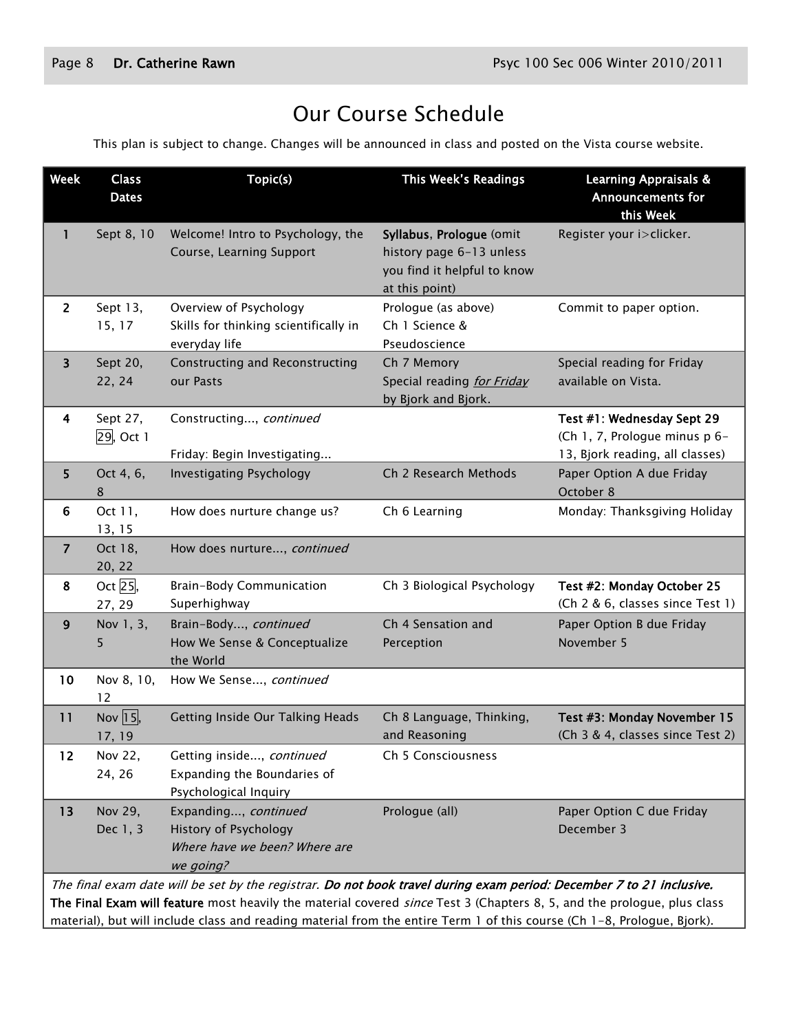# Our Course Schedule

This plan is subject to change. Changes will be announced in class and posted on the Vista course website.

| Week | Class Dates | Topic(s) | This Week's Readings | Learning Appraisals & Announcements for this Week |
|---|---|---|---|---|
| 1 | Sept 8, 10 | Welcome! Intro to Psychology, the Course, Learning Support | **Syllabus**, **Prologue** (omit history page 6-13 unless you find it helpful to know at this point) | Register your i>clicker. |
| 2 | Sept 13, 15, 17 | Overview of Psychology<br>Skills for thinking scientifically in everyday life | Prologue (as above)<br>Ch 1 Science & Pseudoscience | Commit to paper option. |
| 3 | Sept 20, 22, 24 | Constructing and Reconstructing our Pasts | Ch 7 Memory<br>Special reading *for Friday* by Bjork and Bjork. | Special reading for Friday available on Vista. |
| 4 | Sept 27, 29, Oct 1 | Constructing..., *continued*<br><br>Friday: Begin Investigating... | | **Test #1: Wednesday Sept 29** (Ch 1, 7, Prologue minus p 6-13, Bjork reading, all classes) |
| 5 | Oct 4, 6, 8 | Investigating Psychology | Ch 2 Research Methods | Paper Option A due Friday October 8 |
| 6 | Oct 11, 13, 15 | How does nurture change us? | Ch 6 Learning | Monday: Thanksgiving Holiday |
| 7 | Oct 18, 20, 22 | How does nurture..., *continued* | | |
| 8 | Oct 25, 27, 29 | Brain-Body Communication Superhighway | Ch 3 Biological Psychology | **Test #2: Monday October 25** (Ch 2 & 6, classes since Test 1) |
| 9 | Nov 1, 3, 5 | Brain-Body..., *continued*<br>How We Sense & Conceptualize the World | Ch 4 Sensation and Perception | Paper Option B due Friday November 5 |
| 10 | Nov 8, 10, 12 | How We Sense..., *continued* | | |
| 11 | Nov 15, 17, 19 | Getting Inside Our Talking Heads | Ch 8 Language, Thinking, and Reasoning | **Test #3: Monday November 15** (Ch 3 & 4, classes since Test 2) |
| 12 | Nov 22, 24, 26 | Getting inside..., *continued*<br>Expanding the Boundaries of Psychological Inquiry | Ch 5 Consciousness | |
| 13 | Nov 29, Dec 1, 3 | Expanding..., *continued*<br>History of Psychology<br>*Where have we been? Where are we going?* | Prologue (all) | Paper Option C due Friday December 3 |

*The final exam date will be set by the registrar.* ***Do not book travel during exam period: December 7 to 21 inclusive.***

**The Final Exam will feature** most heavily the material covered *since* Test 3 (Chapters 8, 5, and the prologue, plus class material), but will include class and reading material from the entire Term 1 of this course (Ch 1-8, Prologue, Bjork).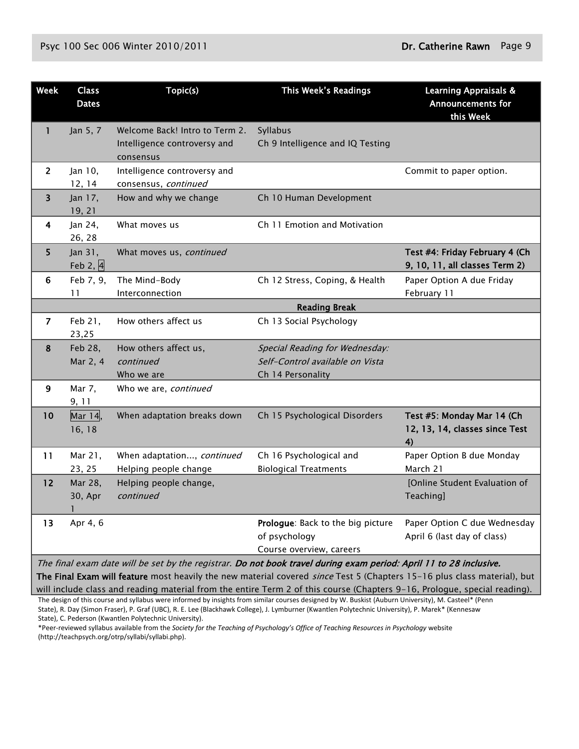| Week | Class Dates | Topic(s) | This Week's Readings | Learning Appraisals & Announcements for this Week |
|---|---|---|---|---|
| 1 | Jan 5, 7 | Welcome Back! Intro to Term 2. Intelligence controversy and consensus | Syllabus<br>Ch 9 Intelligence and IQ Testing | |
| 2 | Jan 10, 12, 14 | Intelligence controversy and consensus, *continued* | | Commit to paper option. |
| 3 | Jan 17, 19, 21 | How and why we change | Ch 10 Human Development | |
| 4 | Jan 24, 26, 28 | What moves us | Ch 11 Emotion and Motivation | |
| 5 | Jan 31, Feb 2, 4 | What moves us, *continued* | | **Test #4: Friday February 4 (Ch 9, 10, 11, all classes Term 2)** |
| 6 | Feb 7, 9, 11 | The Mind-Body Interconnection | Ch 12 Stress, Coping, & Health | Paper Option A due Friday February 11 |
| | | | **Reading Break** | |
| 7 | Feb 21, 23,25 | How others affect us | Ch 13 Social Psychology | |
| 8 | Feb 28, Mar 2, 4 | How others affect us, *continued*<br>Who we are | *Special Reading for Wednesday: Self-Control available on Vista*<br>Ch 14 Personality | |
| 9 | Mar 7, 9, 11 | Who we are, *continued* | | |
| 10 | Mar 14, 16, 18 | When adaptation breaks down | Ch 15 Psychological Disorders | **Test #5: Monday Mar 14 (Ch 12, 13, 14, classes since Test 4)** |
| 11 | Mar 21, 23, 25 | When adaptation..., *continued*<br>Helping people change | Ch 16 Psychological and Biological Treatments | Paper Option B due Monday March 21 |
| 12 | Mar 28, 30, Apr 1 | Helping people change, *continued* | | [Online Student Evaluation of Teaching] |
| 13 | Apr 4, 6 | | **Prologue**: Back to the big picture of psychology<br>Course overview, careers | Paper Option C due Wednesday April 6 (last day of class) |

*The final exam date will be set by the registrar.* ***Do not book travel during exam period: April 11 to 28 inclusive.***

**The Final Exam will feature** most heavily the new material covered *since* Test 5 (Chapters 15-16 plus class material), but will include class and reading material from the entire Term 2 of this course (Chapters 9-16, Prologue, special reading).

The design of this course and syllabus were informed by insights from similar courses designed by W. Buskist (Auburn University), M. Casteel* (Penn State), R. Day (Simon Fraser), P. Graf (UBC), R. E. Lee (Blackhawk College), J. Lymburner (Kwantlen Polytechnic University), P. Marek* (Kennesaw State), C. Pederson (Kwantlen Polytechnic University).

*Peer-reviewed syllabus available from the *Society for the Teaching of Psychology's Office of Teaching Resources in Psychology* website (http://teachpsych.org/otrp/syllabi/syllabi.php).